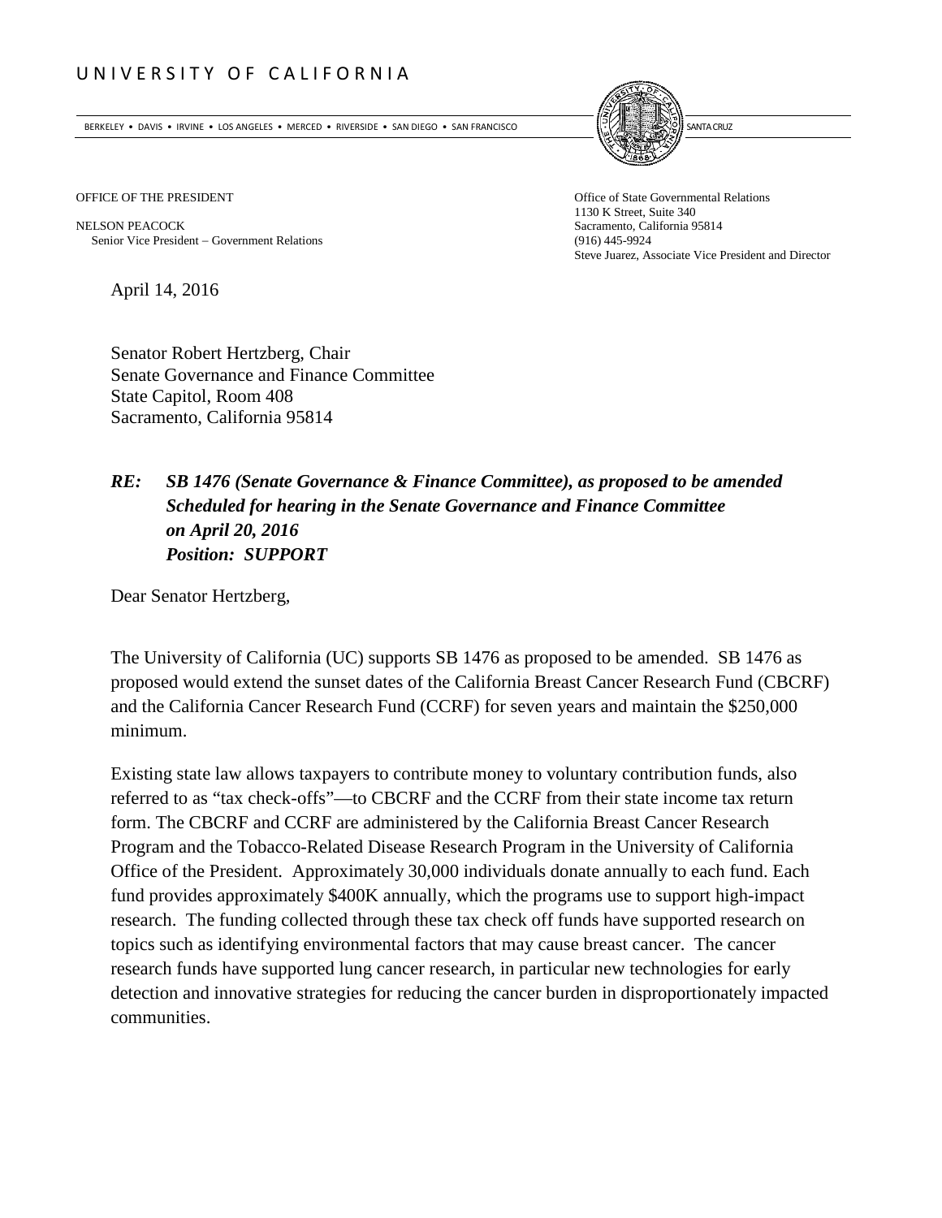UNIVERSITY OF CALIFORNIA

BERKELEY • DAVIS • IRVINE • LOS ANGELES • MERCED • RIVERSIDE • SAN DIEGO • SAN FRANCISCO SANTA CRUZ

OFFICE OF THE PRESIDENT

NELSON PEACOCK
Senior Vice President – Government Relations

Office of State Governmental Relations
1130 K Street, Suite 340
Sacramento, California 95814
(916) 445-9924
Steve Juarez, Associate Vice President and Director

April 14, 2016

Senator Robert Hertzberg, Chair
Senate Governance and Finance Committee
State Capitol, Room 408
Sacramento, California 95814

***RE: SB 1476 (Senate Governance & Finance Committee), as proposed to be amended***
***Scheduled for hearing in the Senate Governance and Finance Committee on April 20, 2016***
***Position: SUPPORT***

Dear Senator Hertzberg,

The University of California (UC) supports SB 1476 as proposed to be amended. SB 1476 as proposed would extend the sunset dates of the California Breast Cancer Research Fund (CBCRF) and the California Cancer Research Fund (CCRF) for seven years and maintain the $250,000 minimum.

Existing state law allows taxpayers to contribute money to voluntary contribution funds, also referred to as "tax check-offs"—to CBCRF and the CCRF from their state income tax return form. The CBCRF and CCRF are administered by the California Breast Cancer Research Program and the Tobacco-Related Disease Research Program in the University of California Office of the President. Approximately 30,000 individuals donate annually to each fund. Each fund provides approximately $400K annually, which the programs use to support high-impact research. The funding collected through these tax check off funds have supported research on topics such as identifying environmental factors that may cause breast cancer. The cancer research funds have supported lung cancer research, in particular new technologies for early detection and innovative strategies for reducing the cancer burden in disproportionately impacted communities.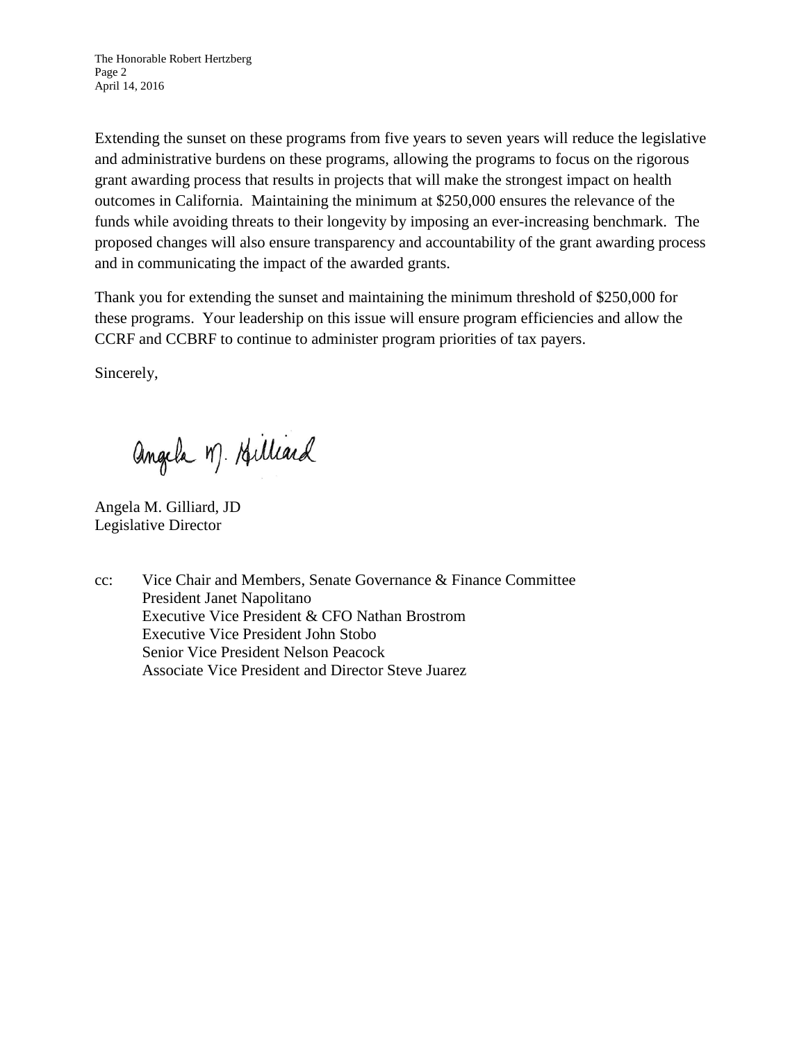Extending the sunset on these programs from five years to seven years will reduce the legislative and administrative burdens on these programs, allowing the programs to focus on the rigorous grant awarding process that results in projects that will make the strongest impact on health outcomes in California. Maintaining the minimum at $250,000 ensures the relevance of the funds while avoiding threats to their longevity by imposing an ever-increasing benchmark. The proposed changes will also ensure transparency and accountability of the grant awarding process and in communicating the impact of the awarded grants.

Thank you for extending the sunset and maintaining the minimum threshold of $250,000 for these programs. Your leadership on this issue will ensure program efficiencies and allow the CCRF and CCBRF to continue to administer program priorities of tax payers.

Sincerely,

Angela M. Gilliard

Angela M. Gilliard, JD
Legislative Director

cc: Vice Chair and Members, Senate Governance & Finance Committee
President Janet Napolitano
Executive Vice President & CFO Nathan Brostrom
Executive Vice President John Stobo
Senior Vice President Nelson Peacock
Associate Vice President and Director Steve Juarez